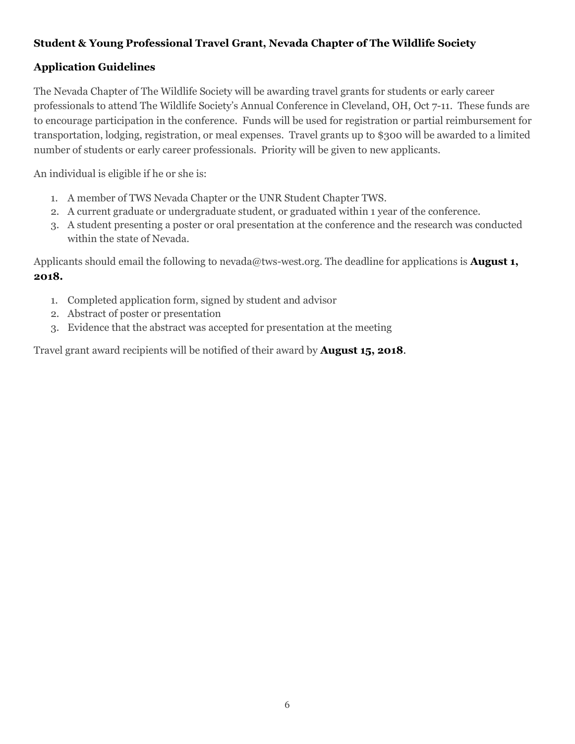**Student & Young Professional Travel Grant, Nevada Chapter of The Wildlife Society**

**Application Guidelines**

The Nevada Chapter of The Wildlife Society will be awarding travel grants for students or early career professionals to attend The Wildlife Society's Annual Conference in Cleveland, OH, Oct 7-11. These funds are to encourage participation in the conference. Funds will be used for registration or partial reimbursement for transportation, lodging, registration, or meal expenses. Travel grants up to $300 will be awarded to a limited number of students or early career professionals. Priority will be given to new applicants.

An individual is eligible if he or she is:

1. A member of TWS Nevada Chapter or the UNR Student Chapter TWS.
2. A current graduate or undergraduate student, or graduated within 1 year of the conference.
3. A student presenting a poster or oral presentation at the conference and the research was conducted within the state of Nevada.

Applicants should email the following to nevada@tws-west.org. The deadline for applications is **August 1, 2018.**

1. Completed application form, signed by student and advisor
2. Abstract of poster or presentation
3. Evidence that the abstract was accepted for presentation at the meeting

Travel grant award recipients will be notified of their award by **August 15, 2018**.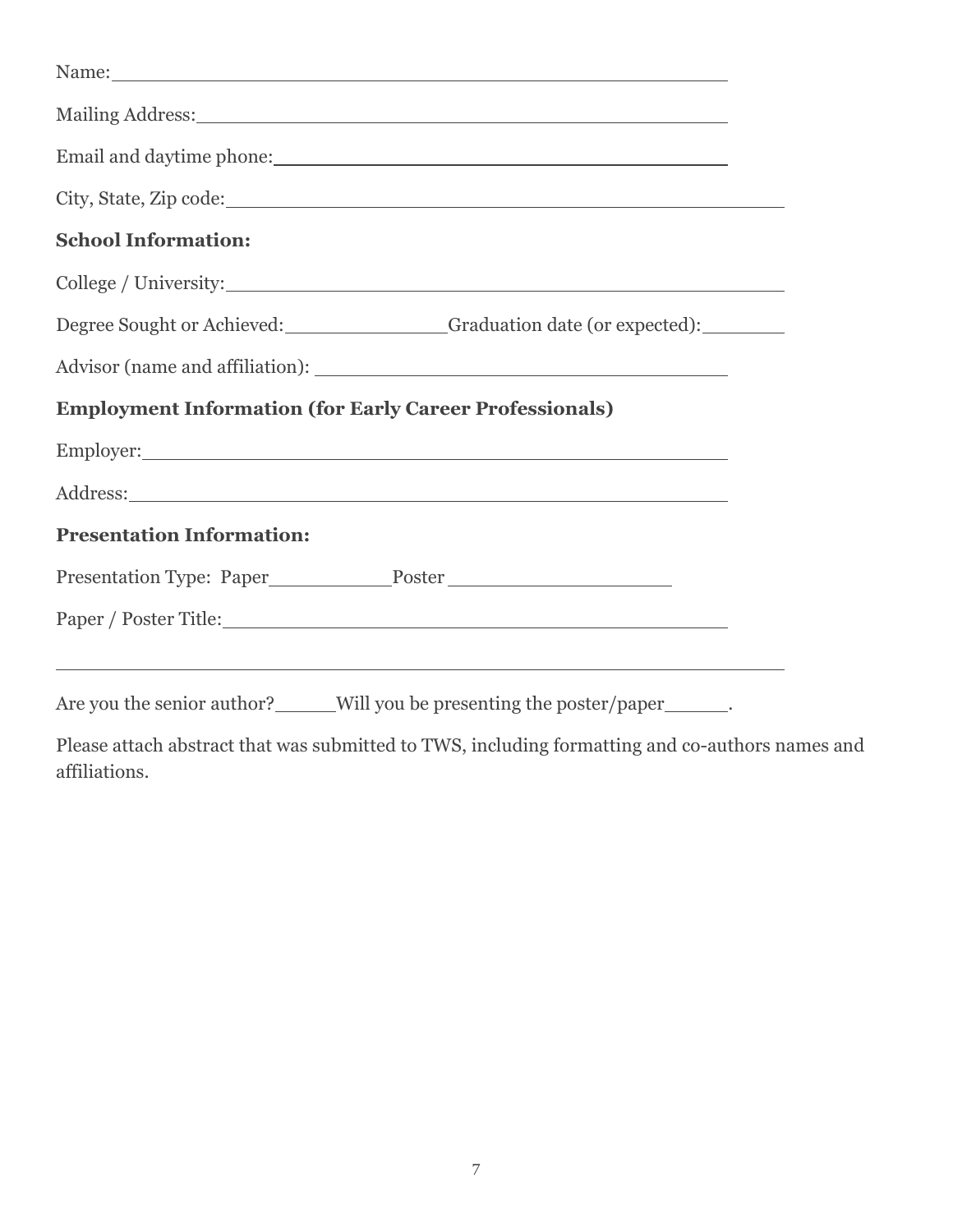Name: ____________________________________________________

Mailing Address: ____________________________________________

Email and daytime phone: _____________________________________

City, State, Zip code: ______________________________________________

**School Information:**

College / University: _________________________________________________

Degree Sought or Achieved: _______________ Graduation date (or expected): ________

Advisor (name and affiliation): ___________________________________

**Employment Information (for Early Career Professionals)**

Employer: _______________________________________________________

Address: ________________________________________________________

**Presentation Information:**

Presentation Type: Paper ___________ Poster ____________________

Paper / Poster Title: ________________________________________________

___________________________________________________________________

Are you the senior author? ______ Will you be presenting the poster/paper ______.

Please attach abstract that was submitted to TWS, including formatting and co-authors names and affiliations.